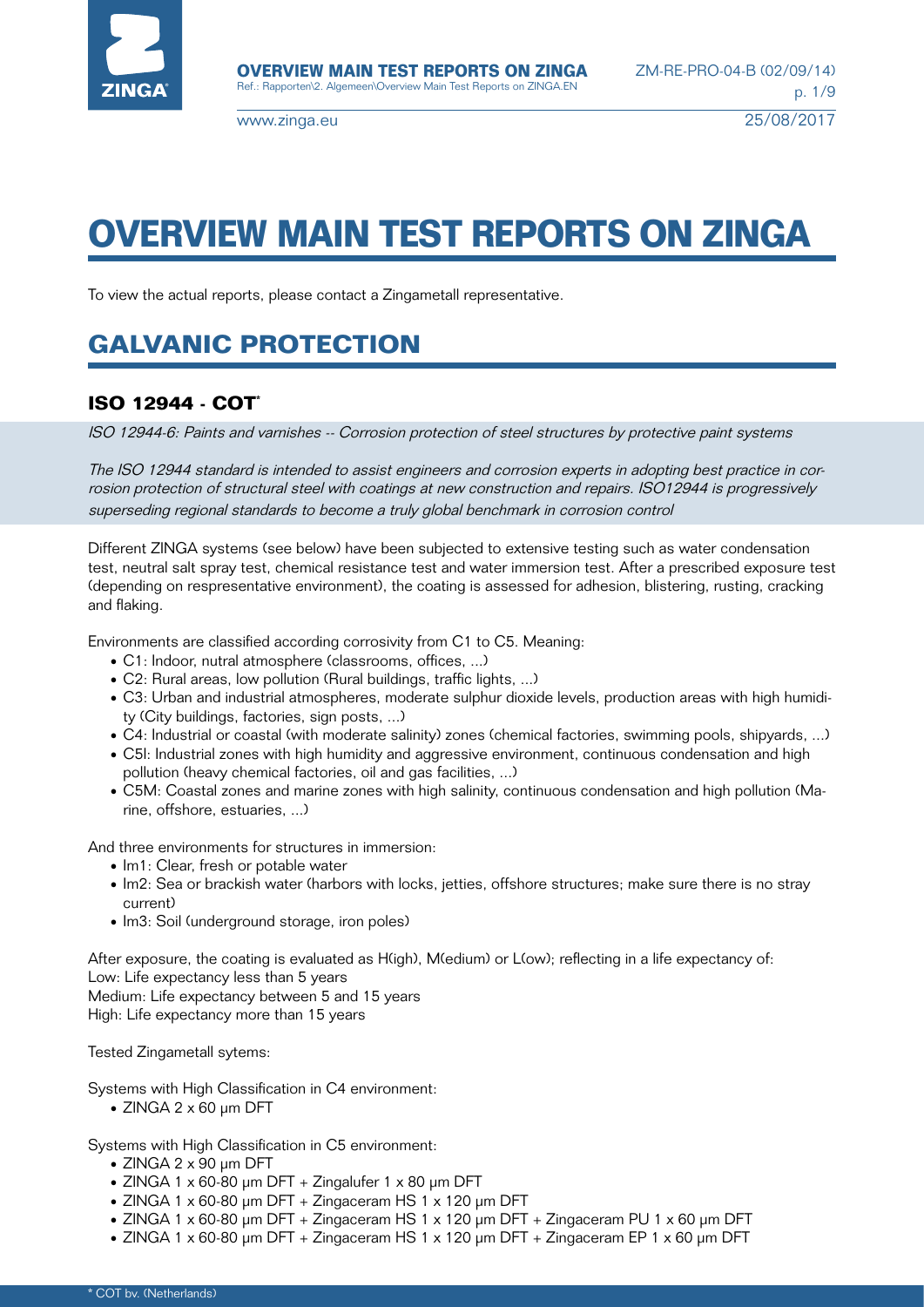# OVERVIEW MAIN TEST REPORTS ON ZINGA

To view the actual reports, please contact a Zingametall representative.

## GALVANIC PROTECTION

### ISO 12944 - COT*

*ISO 12944-6: Paints and varnishes -- Corrosion protection of steel structures by protective paint systems*

*The ISO 12944 standard is intended to assist engineers and corrosion experts in adopting best practice in corrosion protection of structural steel with coatings at new construction and repairs. ISO12944 is progressively superseding regional standards to become a truly global benchmark in corrosion control*

Different ZINGA systems (see below) have been subjected to extensive testing such as water condensation test, neutral salt spray test, chemical resistance test and water immersion test. After a prescribed exposure test (depending on respresentative environment), the coating is assessed for adhesion, blistering, rusting, cracking and flaking.

Environments are classified according corrosivity from C1 to C5. Meaning:

- C1: Indoor, nutral atmosphere (classrooms, offices, ...)
- C2: Rural areas, low pollution (Rural buildings, traffic lights, ...)
- C3: Urban and industrial atmospheres, moderate sulphur dioxide levels, production areas with high humidity (City buildings, factories, sign posts, ...)
- C4: Industrial or coastal (with moderate salinity) zones (chemical factories, swimming pools, shipyards, ...)
- C5I: Industrial zones with high humidity and aggressive environment, continuous condensation and high pollution (heavy chemical factories, oil and gas facilities, ...)
- C5M: Coastal zones and marine zones with high salinity, continuous condensation and high pollution (Marine, offshore, estuaries, ...)

And three environments for structures in immersion:

- Im1: Clear, fresh or potable water
- Im2: Sea or brackish water (harbors with locks, jetties, offshore structures; make sure there is no stray current)
- Im3: Soil (underground storage, iron poles)

After exposure, the coating is evaluated as H(igh), M(edium) or L(ow); reflecting in a life expectancy of:
Low: Life expectancy less than 5 years
Medium: Life expectancy between 5 and 15 years
High: Life expectancy more than 15 years

Tested Zingametall sytems:

Systems with High Classification in C4 environment:

- ZINGA 2 x 60 µm DFT

Systems with High Classification in C5 environment:

- ZINGA 2 x 90 µm DFT
- ZINGA 1 x 60-80 µm DFT + Zingalufer 1 x 80 µm DFT
- ZINGA 1 x 60-80 µm DFT + Zingaceram HS 1 x 120 µm DFT
- ZINGA 1 x 60-80 µm DFT + Zingaceram HS 1 x 120 µm DFT + Zingaceram PU 1 x 60 µm DFT
- ZINGA 1 x 60-80 µm DFT + Zingaceram HS 1 x 120 µm DFT + Zingaceram EP 1 x 60 µm DFT

\* COT bv. (Netherlands)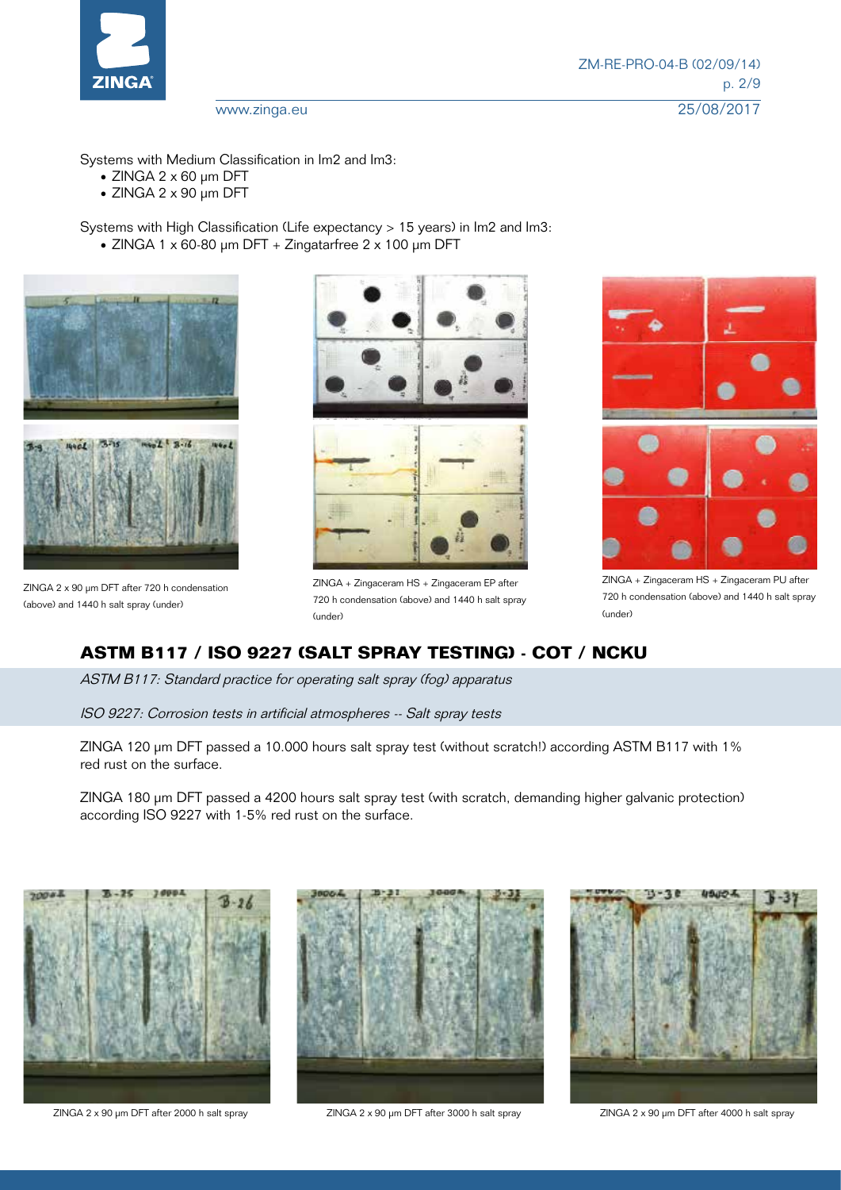Systems with Medium Classification in Im2 and Im3:

- ZINGA 2 x 60 µm DFT
- ZINGA 2 x 90 µm DFT

Systems with High Classification (Life expectancy > 15 years) in Im2 and Im3:

- ZINGA 1 x 60-80 µm DFT + Zingatarfree 2 x 100 µm DFT

ZINGA 2 x 90 µm DFT after 720 h condensation (above) and 1440 h salt spray (under)

ZINGA + Zingaceram HS + Zingaceram EP after 720 h condensation (above) and 1440 h salt spray (under)

ZINGA + Zingaceram HS + Zingaceram PU after 720 h condensation (above) and 1440 h salt spray (under)

## ASTM B117 / ISO 9227 (SALT SPRAY TESTING) - COT / NCKU

*ASTM B117: Standard practice for operating salt spray (fog) apparatus*

*ISO 9227: Corrosion tests in artificial atmospheres -- Salt spray tests*

ZINGA 120 µm DFT passed a 10.000 hours salt spray test (without scratch!) according ASTM B117 with 1% red rust on the surface.

ZINGA 180 µm DFT passed a 4200 hours salt spray test (with scratch, demanding higher galvanic protection) according ISO 9227 with 1-5% red rust on the surface.

ZINGA 2 x 90 µm DFT after 2000 h salt spray

ZINGA 2 x 90 µm DFT after 3000 h salt spray

ZINGA 2 x 90 µm DFT after 4000 h salt spray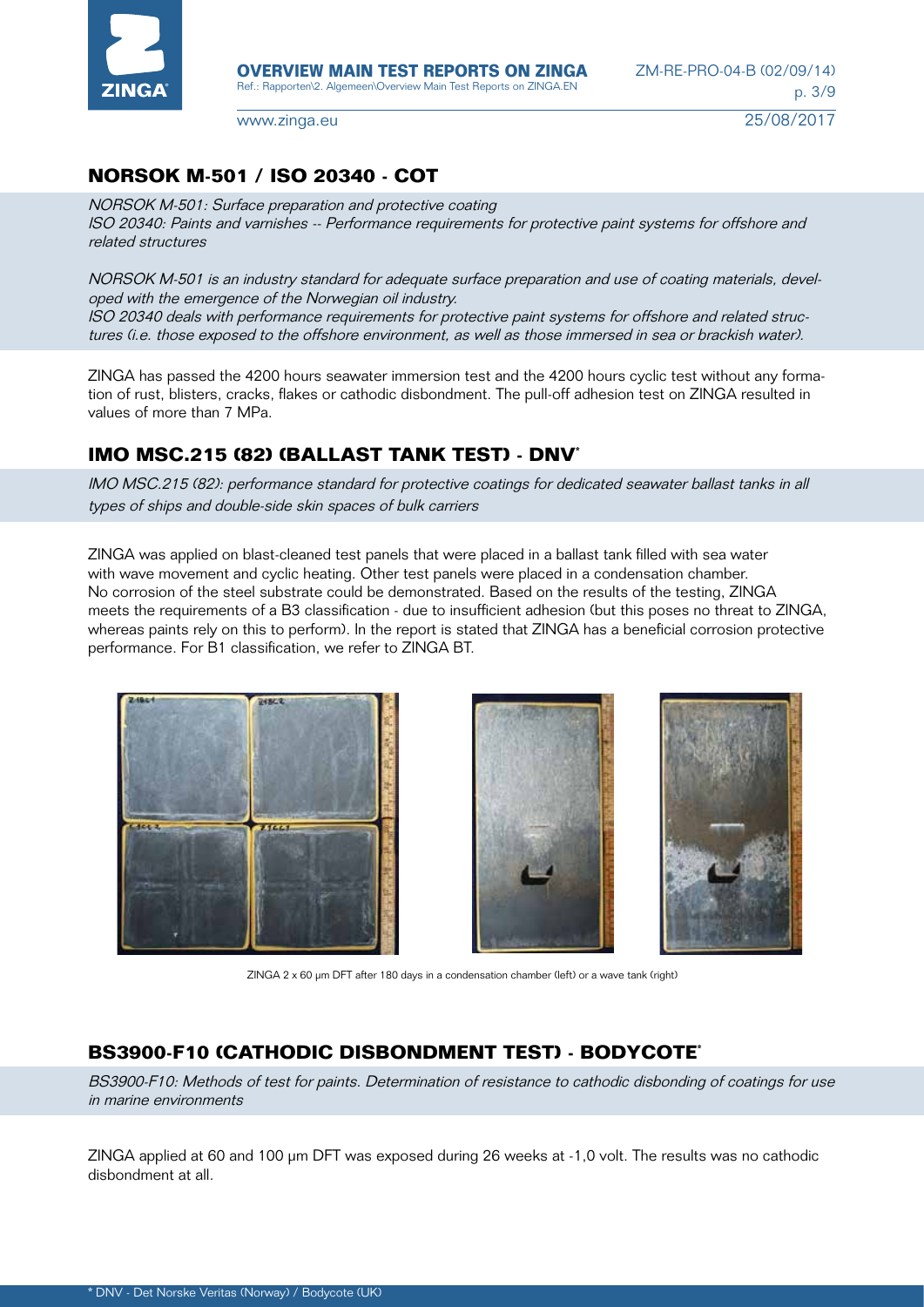## NORSOK M-501 / ISO 20340 - COT

*NORSOK M-501: Surface preparation and protective coating*
*ISO 20340: Paints and varnishes -- Performance requirements for protective paint systems for offshore and related structures*

*NORSOK M-501 is an industry standard for adequate surface preparation and use of coating materials, developed with the emergence of the Norwegian oil industry.*
*ISO 20340 deals with performance requirements for protective paint systems for offshore and related structures (i.e. those exposed to the offshore environment, as well as those immersed in sea or brackish water).*

ZINGA has passed the 4200 hours seawater immersion test and the 4200 hours cyclic test without any formation of rust, blisters, cracks, flakes or cathodic disbondment. The pull-off adhesion test on ZINGA resulted in values of more than 7 MPa.

## IMO MSC.215 (82) (BALLAST TANK TEST) - DNV*

*IMO MSC.215 (82): performance standard for protective coatings for dedicated seawater ballast tanks in all types of ships and double-side skin spaces of bulk carriers*

ZINGA was applied on blast-cleaned test panels that were placed in a ballast tank filled with sea water with wave movement and cyclic heating. Other test panels were placed in a condensation chamber. No corrosion of the steel substrate could be demonstrated. Based on the results of the testing, ZINGA meets the requirements of a B3 classification - due to insufficient adhesion (but this poses no threat to ZINGA, whereas paints rely on this to perform). In the report is stated that ZINGA has a beneficial corrosion protective performance. For B1 classification, we refer to ZINGA BT.

ZINGA 2 x 60 µm DFT after 180 days in a condensation chamber (left) or a wave tank (right)

## BS3900-F10 (CATHODIC DISBONDMENT TEST) - BODYCOTE*

*BS3900-F10: Methods of test for paints. Determination of resistance to cathodic disbonding of coatings for use in marine environments*

ZINGA applied at 60 and 100 µm DFT was exposed during 26 weeks at -1,0 volt. The results was no cathodic disbondment at all.

\* DNV - Det Norske Veritas (Norway) / Bodycote (UK)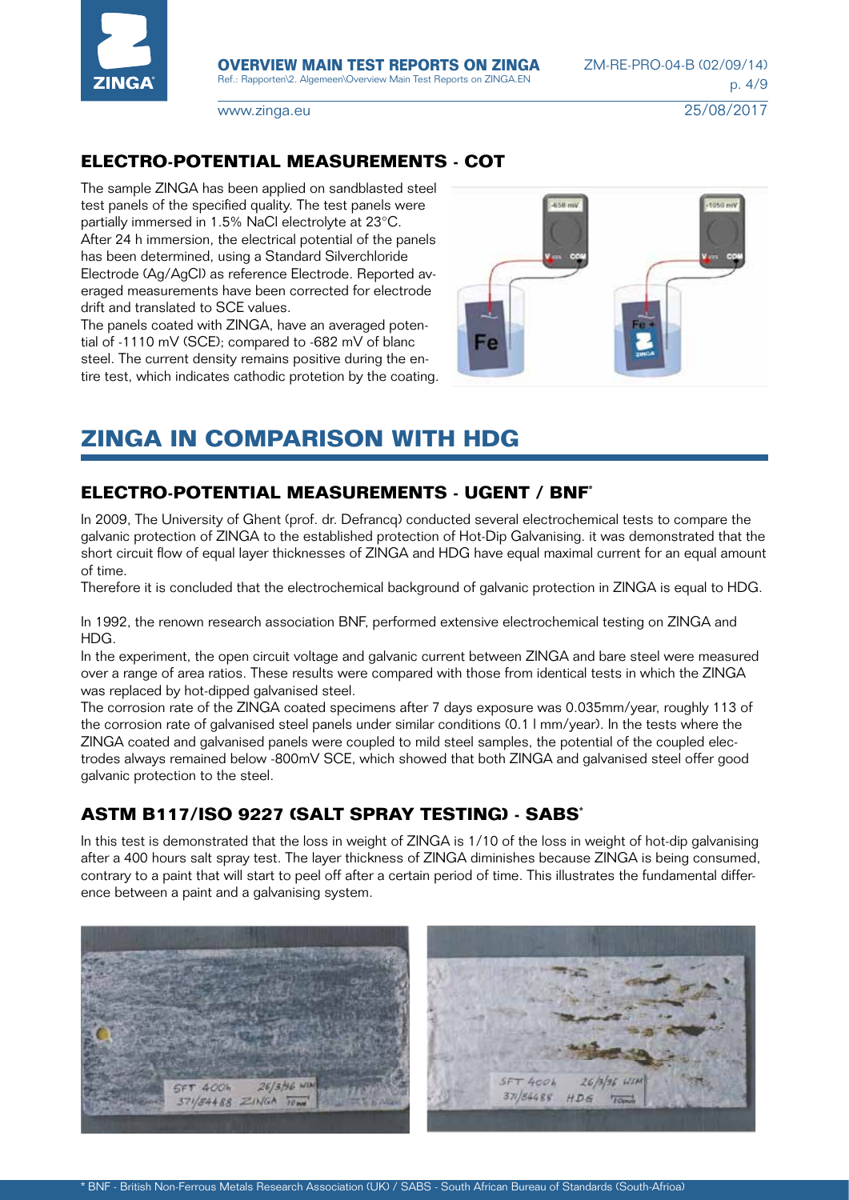## ELECTRO-POTENTIAL MEASUREMENTS - COT

The sample ZINGA has been applied on sandblasted steel test panels of the specified quality. The test panels were partially immersed in 1.5% NaCl electrolyte at 23°C. After 24 h immersion, the electrical potential of the panels has been determined, using a Standard Silverchloride Electrode (Ag/AgCl) as reference Electrode. Reported averaged measurements have been corrected for electrode drift and translated to SCE values.

The panels coated with ZINGA, have an averaged potential of -1110 mV (SCE); compared to -682 mV of blanc steel. The current density remains positive during the entire test, which indicates cathodic protetion by the coating.

# ZINGA IN COMPARISON WITH HDG

## ELECTRO-POTENTIAL MEASUREMENTS - UGENT / BNF*

In 2009, The University of Ghent (prof. dr. Defrancq) conducted several electrochemical tests to compare the galvanic protection of ZINGA to the established protection of Hot-Dip Galvanising. it was demonstrated that the short circuit flow of equal layer thicknesses of ZINGA and HDG have equal maximal current for an equal amount of time.

Therefore it is concluded that the electrochemical background of galvanic protection in ZINGA is equal to HDG.

In 1992, the renown research association BNF, performed extensive electrochemical testing on ZINGA and HDG.

In the experiment, the open circuit voltage and galvanic current between ZINGA and bare steel were measured over a range of area ratios. These results were compared with those from identical tests in which the ZINGA was replaced by hot-dipped galvanised steel.

The corrosion rate of the ZINGA coated specimens after 7 days exposure was 0.035mm/year, roughly 113 of the corrosion rate of galvanised steel panels under similar conditions (0.1 l mm/year). In the tests where the ZINGA coated and galvanised panels were coupled to mild steel samples, the potential of the coupled electrodes always remained below -800mV SCE, which showed that both ZINGA and galvanised steel offer good galvanic protection to the steel.

## ASTM B117/ISO 9227 (SALT SPRAY TESTING) - SABS*

In this test is demonstrated that the loss in weight of ZINGA is 1/10 of the loss in weight of hot-dip galvanising after a 400 hours salt spray test. The layer thickness of ZINGA diminishes because ZINGA is being consumed, contrary to a paint that will start to peel off after a certain period of time. This illustrates the fundamental difference between a paint and a galvanising system.

\* BNF - British Non-Ferrous Metals Research Association (UK) / SABS - South African Bureau of Standards (South-Afrioa)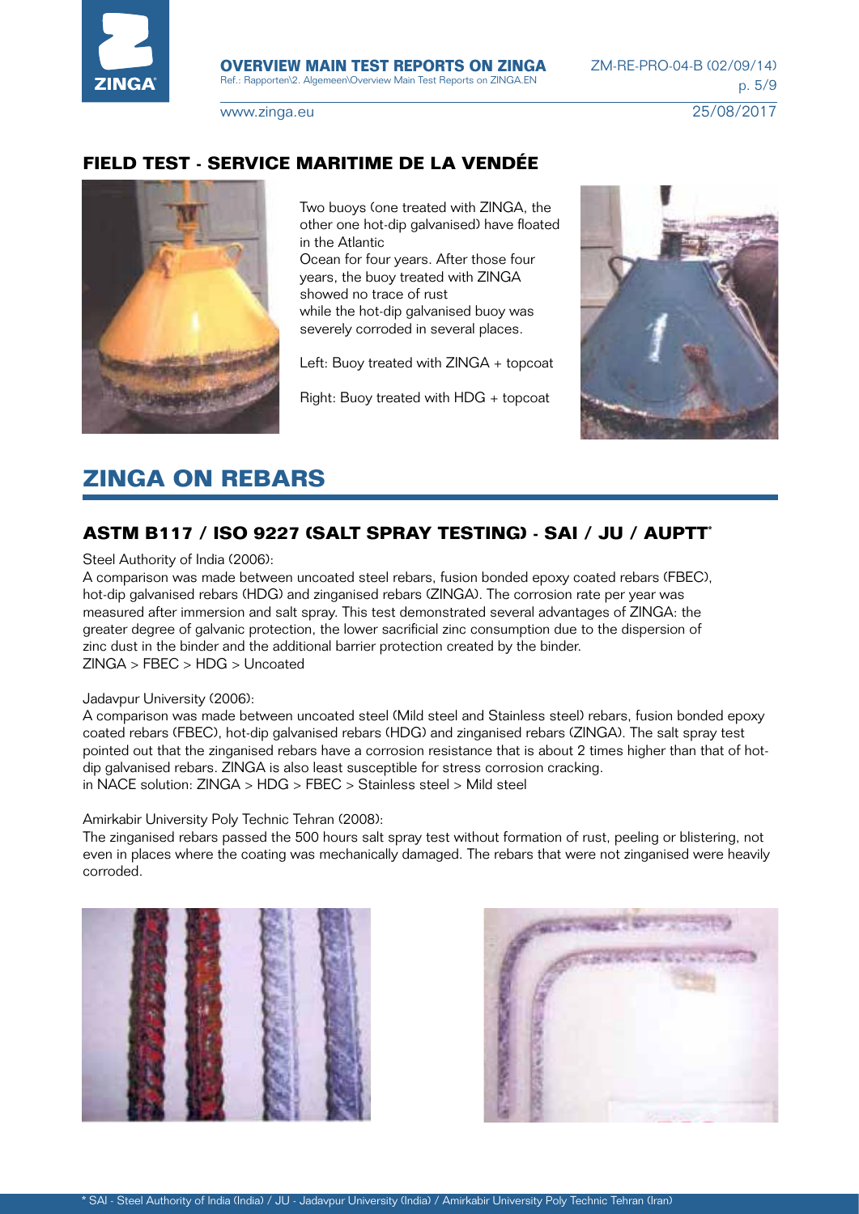## FIELD TEST - SERVICE MARITIME DE LA VENDÉE

Two buoys (one treated with ZINGA, the other one hot-dip galvanised) have floated in the Atlantic Ocean for four years. After those four years, the buoy treated with ZINGA showed no trace of rust while the hot-dip galvanised buoy was severely corroded in several places.

Left: Buoy treated with ZINGA + topcoat

Right: Buoy treated with HDG + topcoat

# ZINGA ON REBARS

## ASTM B117 / ISO 9227 (SALT SPRAY TESTING) - SAI / JU / AUPTT*

Steel Authority of India (2006):
A comparison was made between uncoated steel rebars, fusion bonded epoxy coated rebars (FBEC), hot-dip galvanised rebars (HDG) and zinganised rebars (ZINGA). The corrosion rate per year was measured after immersion and salt spray. This test demonstrated several advantages of ZINGA: the greater degree of galvanic protection, the lower sacrificial zinc consumption due to the dispersion of zinc dust in the binder and the additional barrier protection created by the binder.
ZINGA > FBEC > HDG > Uncoated

Jadavpur University (2006):
A comparison was made between uncoated steel (Mild steel and Stainless steel) rebars, fusion bonded epoxy coated rebars (FBEC), hot-dip galvanised rebars (HDG) and zinganised rebars (ZINGA). The salt spray test pointed out that the zinganised rebars have a corrosion resistance that is about 2 times higher than that of hot-dip galvanised rebars. ZINGA is also least susceptible for stress corrosion cracking.
in NACE solution: ZINGA > HDG > FBEC > Stainless steel > Mild steel

Amirkabir University Poly Technic Tehran (2008):
The zinganised rebars passed the 500 hours salt spray test without formation of rust, peeling or blistering, not even in places where the coating was mechanically damaged. The rebars that were not zinganised were heavily corroded.

* SAI - Steel Authority of India (India) / JU - Jadavpur University (India) / Amirkabir University Poly Technic Tehran (Iran)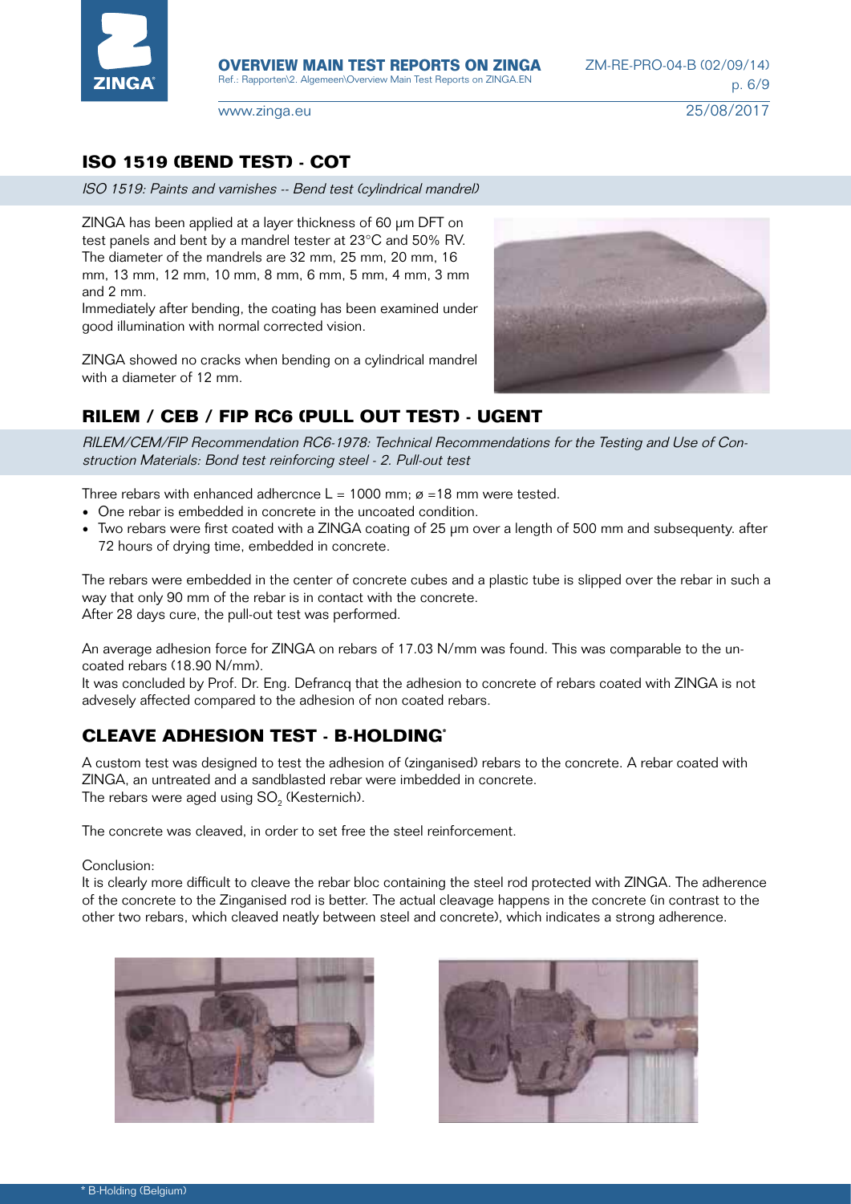## ISO 1519 (BEND TEST) - COT

*ISO 1519: Paints and varnishes -- Bend test (cylindrical mandrel)*

ZINGA has been applied at a layer thickness of 60 µm DFT on test panels and bent by a mandrel tester at 23°C and 50% RV. The diameter of the mandrels are 32 mm, 25 mm, 20 mm, 16 mm, 13 mm, 12 mm, 10 mm, 8 mm, 6 mm, 5 mm, 4 mm, 3 mm and 2 mm.
Immediately after bending, the coating has been examined under good illumination with normal corrected vision.

ZINGA showed no cracks when bending on a cylindrical mandrel with a diameter of 12 mm.

## RILEM / CEB / FIP RC6 (PULL OUT TEST) - UGENT

*RILEM/CEM/FIP Recommendation RC6-1978: Technical Recommendations for the Testing and Use of Construction Materials: Bond test reinforcing steel - 2. Pull-out test*

Three rebars with enhanced adhercnce L = 1000 mm; ø =18 mm were tested.

- One rebar is embedded in concrete in the uncoated condition.
- Two rebars were first coated with a ZINGA coating of 25 µm over a length of 500 mm and subsequenty. after 72 hours of drying time, embedded in concrete.

The rebars were embedded in the center of concrete cubes and a plastic tube is slipped over the rebar in such a way that only 90 mm of the rebar is in contact with the concrete.
After 28 days cure, the pull-out test was performed.

An average adhesion force for ZINGA on rebars of 17.03 N/mm was found. This was comparable to the uncoated rebars (18.90 N/mm).
It was concluded by Prof. Dr. Eng. Defrancq that the adhesion to concrete of rebars coated with ZINGA is not advesely affected compared to the adhesion of non coated rebars.

## CLEAVE ADHESION TEST - B-HOLDING*

A custom test was designed to test the adhesion of (zinganised) rebars to the concrete. A rebar coated with ZINGA, an untreated and a sandblasted rebar were imbedded in concrete.
The rebars were aged using $SO_2$ (Kesternich).

The concrete was cleaved, in order to set free the steel reinforcement.

Conclusion:
It is clearly more difficult to cleave the rebar bloc containing the steel rod protected with ZINGA. The adherence of the concrete to the Zinganised rod is better. The actual cleavage happens in the concrete (in contrast to the other two rebars, which cleaved neatly between steel and concrete), which indicates a strong adherence.

\* B-Holding (Belgium)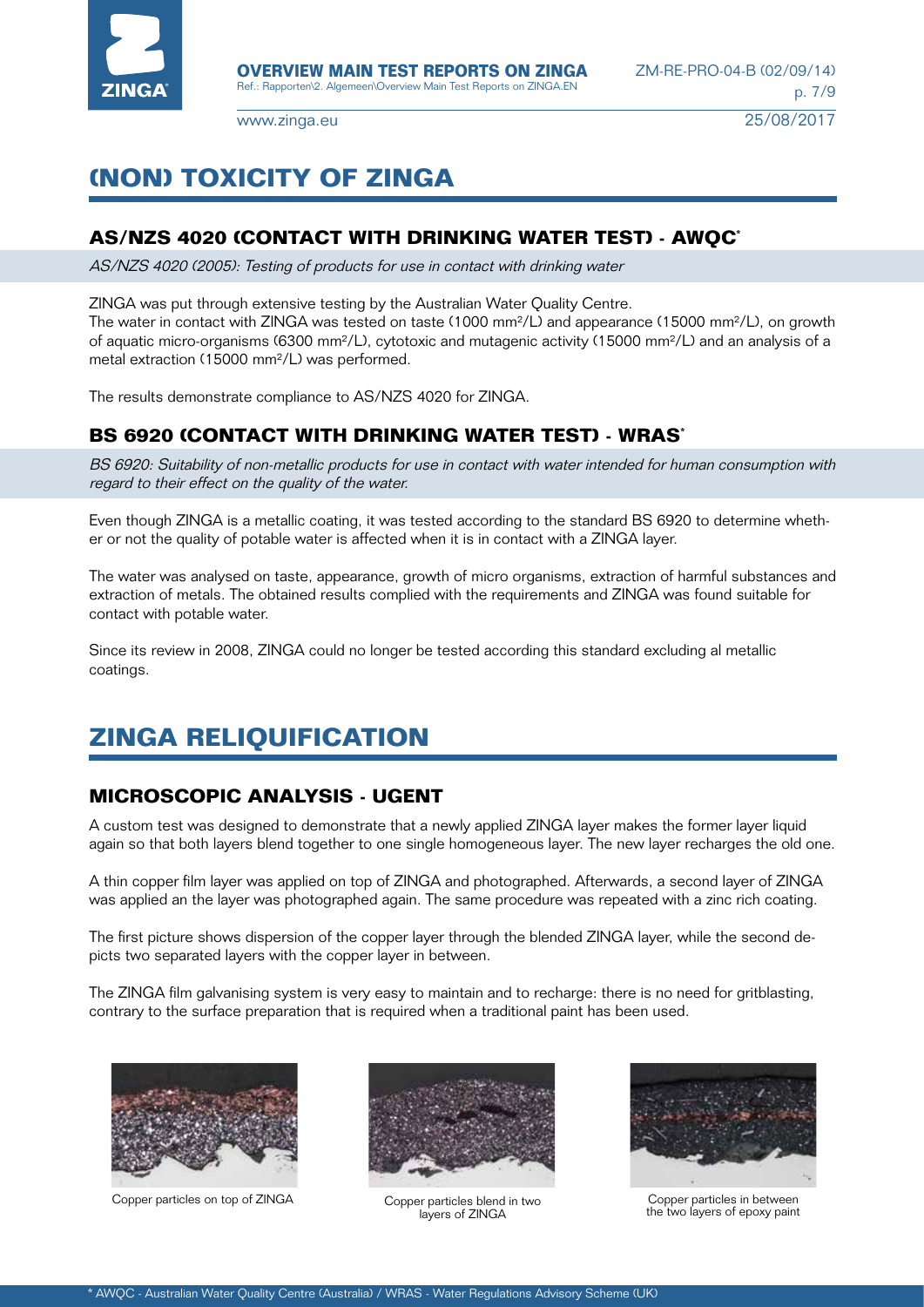# (NON) TOXICITY OF ZINGA

## AS/NZS 4020 (CONTACT WITH DRINKING WATER TEST) - AWQC*

*AS/NZS 4020 (2005): Testing of products for use in contact with drinking water*

ZINGA was put through extensive testing by the Australian Water Quality Centre.
The water in contact with ZINGA was tested on taste (1000 mm²/L) and appearance (15000 mm²/L), on growth of aquatic micro-organisms (6300 mm²/L), cytotoxic and mutagenic activity (15000 mm²/L) and an analysis of a metal extraction (15000 mm²/L) was performed.

The results demonstrate compliance to AS/NZS 4020 for ZINGA.

## BS 6920 (CONTACT WITH DRINKING WATER TEST) - WRAS*

*BS 6920: Suitability of non-metallic products for use in contact with water intended for human consumption with regard to their effect on the quality of the water.*

Even though ZINGA is a metallic coating, it was tested according to the standard BS 6920 to determine whether or not the quality of potable water is affected when it is in contact with a ZINGA layer.

The water was analysed on taste, appearance, growth of micro organisms, extraction of harmful substances and extraction of metals. The obtained results complied with the requirements and ZINGA was found suitable for contact with potable water.

Since its review in 2008, ZINGA could no longer be tested according this standard excluding al metallic coatings.

# ZINGA RELIQUIFICATION

## MICROSCOPIC ANALYSIS - UGENT

A custom test was designed to demonstrate that a newly applied ZINGA layer makes the former layer liquid again so that both layers blend together to one single homogeneous layer. The new layer recharges the old one.

A thin copper film layer was applied on top of ZINGA and photographed. Afterwards, a second layer of ZINGA was applied an the layer was photographed again. The same procedure was repeated with a zinc rich coating.

The first picture shows dispersion of the copper layer through the blended ZINGA layer, while the second depicts two separated layers with the copper layer in between.

The ZINGA film galvanising system is very easy to maintain and to recharge: there is no need for gritblasting, contrary to the surface preparation that is required when a traditional paint has been used.

Copper particles on top of ZINGA

Copper particles blend in two layers of ZINGA

Copper particles in between the two layers of epoxy paint

\* AWQC - Australian Water Quality Centre (Australia) / WRAS - Water Regulations Advisory Scheme (UK)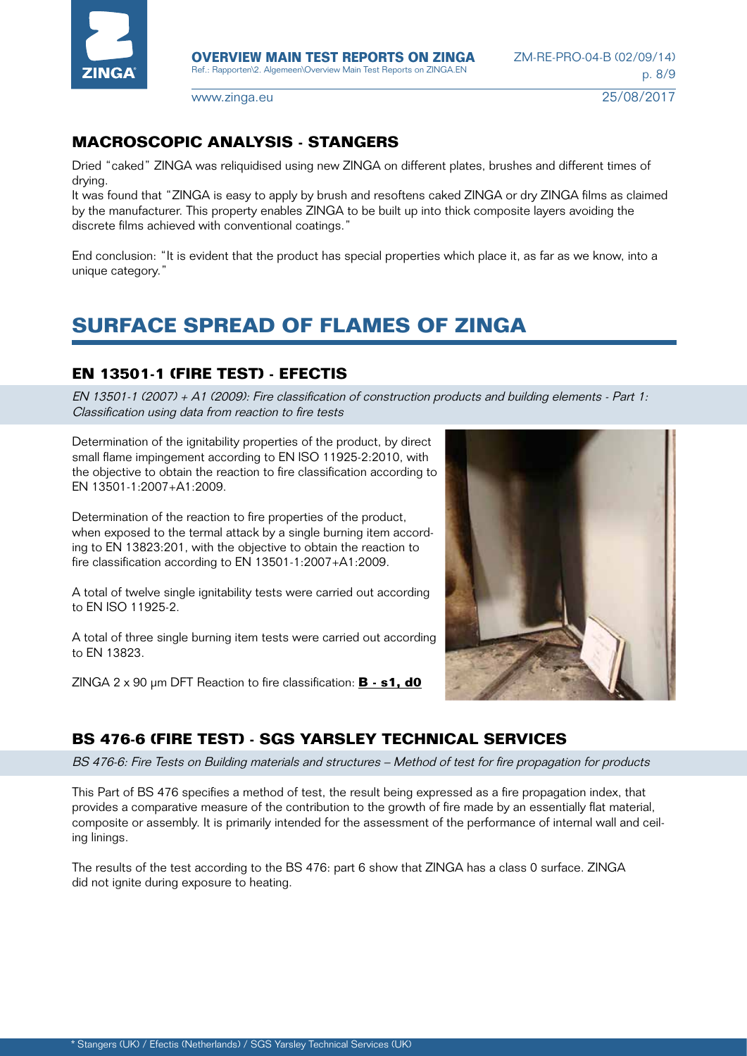## MACROSCOPIC ANALYSIS - STANGERS

Dried "caked" ZINGA was reliquidised using new ZINGA on different plates, brushes and different times of drying.
It was found that "ZINGA is easy to apply by brush and resoftens caked ZINGA or dry ZINGA films as claimed by the manufacturer. This property enables ZINGA to be built up into thick composite layers avoiding the discrete films achieved with conventional coatings."

End conclusion: "It is evident that the product has special properties which place it, as far as we know, into a unique category."

# SURFACE SPREAD OF FLAMES OF ZINGA

## EN 13501-1 (FIRE TEST) - EFECTIS

*EN 13501-1 (2007) + A1 (2009): Fire classification of construction products and building elements - Part 1: Classification using data from reaction to fire tests*

Determination of the ignitability properties of the product, by direct small flame impingement according to EN ISO 11925-2:2010, with the objective to obtain the reaction to fire classification according to EN 13501-1:2007+A1:2009.

Determination of the reaction to fire properties of the product, when exposed to the termal attack by a single burning item according to EN 13823:201, with the objective to obtain the reaction to fire classification according to EN 13501-1:2007+A1:2009.

A total of twelve single ignitability tests were carried out according to EN ISO 11925-2.

A total of three single burning item tests were carried out according to EN 13823.

ZINGA 2 x 90 µm DFT Reaction to fire classification: **B - s1, d0**

## BS 476-6 (FIRE TEST) - SGS YARSLEY TECHNICAL SERVICES

*BS 476-6: Fire Tests on Building materials and structures – Method of test for fire propagation for products*

This Part of BS 476 specifies a method of test, the result being expressed as a fire propagation index, that provides a comparative measure of the contribution to the growth of fire made by an essentially flat material, composite or assembly. It is primarily intended for the assessment of the performance of internal wall and ceiling linings.

The results of the test according to the BS 476: part 6 show that ZINGA has a class 0 surface. ZINGA did not ignite during exposure to heating.

* Stangers (UK) / Efectis (Netherlands) / SGS Yarsley Technical Services (UK)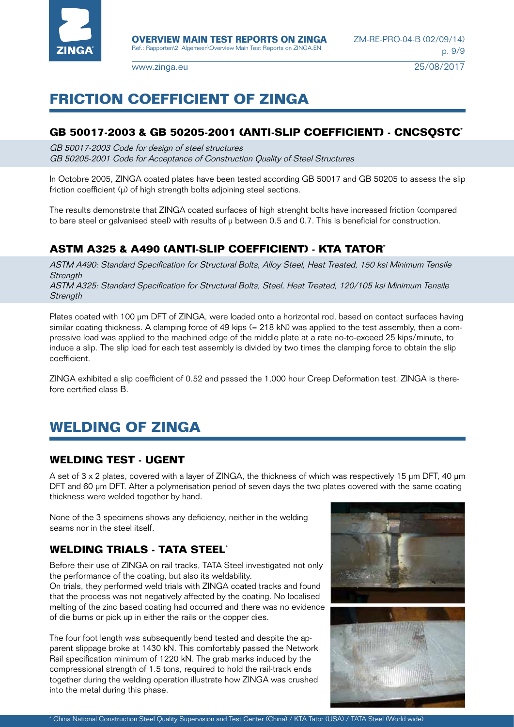# FRICTION COEFFICIENT OF ZINGA

## GB 50017-2003 & GB 50205-2001 (ANTI-SLIP COEFFICIENT) - CNCSQSTC*

*GB 50017-2003 Code for design of steel structures*
*GB 50205-2001 Code for Acceptance of Construction Quality of Steel Structures*

In Octobre 2005, ZINGA coated plates have been tested according GB 50017 and GB 50205 to assess the slip friction coefficient (μ) of high strength bolts adjoining steel sections.

The results demonstrate that ZINGA coated surfaces of high strenght bolts have increased friction (compared to bare steel or galvanised steel) with results of μ between 0.5 and 0.7. This is beneficial for construction.

## ASTM A325 & A490 (ANTI-SLIP COEFFICIENT) - KTA TATOR*

*ASTM A490: Standard Specification for Structural Bolts, Alloy Steel, Heat Treated, 150 ksi Minimum Tensile Strength*
*ASTM A325: Standard Specification for Structural Bolts, Steel, Heat Treated, 120/105 ksi Minimum Tensile Strength*

Plates coated with 100 μm DFT of ZINGA, were loaded onto a horizontal rod, based on contact surfaces having similar coating thickness. A clamping force of 49 kips (= 218 kN) was applied to the test assembly, then a compressive load was applied to the machined edge of the middle plate at a rate no-to-exceed 25 kips/minute, to induce a slip. The slip load for each test assembly is divided by two times the clamping force to obtain the slip coefficient.

ZINGA exhibited a slip coefficient of 0.52 and passed the 1,000 hour Creep Deformation test. ZINGA is therefore certified class B.

# WELDING OF ZINGA

## WELDING TEST - UGENT

A set of 3 x 2 plates, covered with a layer of ZINGA, the thickness of which was respectively 15 μm DFT, 40 μm DFT and 60 μm DFT. After a polymerisation period of seven days the two plates covered with the same coating thickness were welded together by hand.

None of the 3 specimens shows any deficiency, neither in the welding seams nor in the steel itself.

## WELDING TRIALS - TATA STEEL*

Before their use of ZINGA on rail tracks, TATA Steel investigated not only the performance of the coating, but also its weldability.
On trials, they performed weld trials with ZINGA coated tracks and found that the process was not negatively affected by the coating. No localised melting of the zinc based coating had occurred and there was no evidence of die burns or pick up in either the rails or the copper dies.

The four foot length was subsequently bend tested and despite the apparent slippage broke at 1430 kN. This comfortably passed the Network Rail specification minimum of 1220 kN. The grab marks induced by the compressional strength of 1.5 tons, required to hold the rail-track ends together during the welding operation illustrate how ZINGA was crushed into the metal during this phase.

\* China National Construction Steel Quality Supervision and Test Center (China) / KTA Tator (USA) / TATA Steel (World wide)